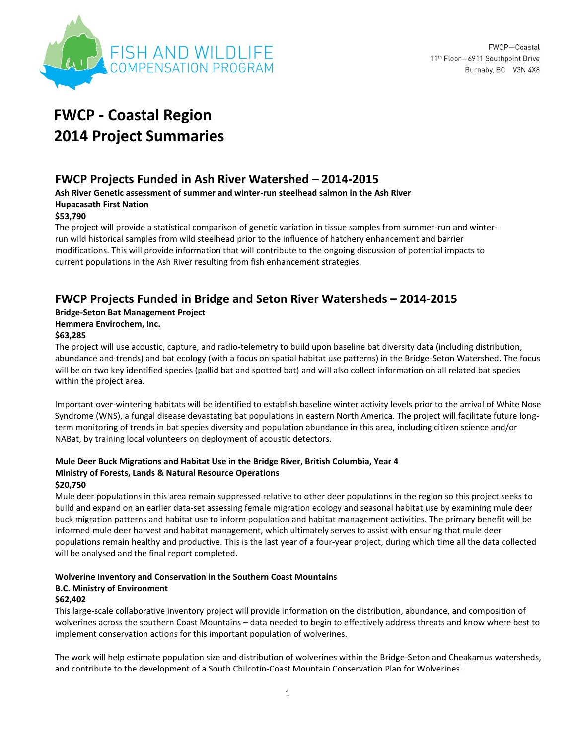FWCP—Coastal
11th Floor—6911 Southpoint Drive
Burnaby, BC V3N 4X8

# FWCP - Coastal Region 2014 Project Summaries

## FWCP Projects Funded in Ash River Watershed – 2014-2015

**Ash River Genetic assessment of summer and winter-run steelhead salmon in the Ash River**
**Hupacasath First Nation**
**$53,790**

The project will provide a statistical comparison of genetic variation in tissue samples from summer-run and winter-run wild historical samples from wild steelhead prior to the influence of hatchery enhancement and barrier modifications. This will provide information that will contribute to the ongoing discussion of potential impacts to current populations in the Ash River resulting from fish enhancement strategies.

## FWCP Projects Funded in Bridge and Seton River Watersheds – 2014-2015

**Bridge-Seton Bat Management Project**
**Hemmera Envirochem, Inc.**
**$63,285**

The project will use acoustic, capture, and radio-telemetry to build upon baseline bat diversity data (including distribution, abundance and trends) and bat ecology (with a focus on spatial habitat use patterns) in the Bridge-Seton Watershed. The focus will be on two key identified species (pallid bat and spotted bat) and will also collect information on all related bat species within the project area.

Important over-wintering habitats will be identified to establish baseline winter activity levels prior to the arrival of White Nose Syndrome (WNS), a fungal disease devastating bat populations in eastern North America. The project will facilitate future long-term monitoring of trends in bat species diversity and population abundance in this area, including citizen science and/or NABat, by training local volunteers on deployment of acoustic detectors.

**Mule Deer Buck Migrations and Habitat Use in the Bridge River, British Columbia, Year 4**
**Ministry of Forests, Lands & Natural Resource Operations**
**$20,750**

Mule deer populations in this area remain suppressed relative to other deer populations in the region so this project seeks to build and expand on an earlier data-set assessing female migration ecology and seasonal habitat use by examining mule deer buck migration patterns and habitat use to inform population and habitat management activities. The primary benefit will be informed mule deer harvest and habitat management, which ultimately serves to assist with ensuring that mule deer populations remain healthy and productive. This is the last year of a four-year project, during which time all the data collected will be analysed and the final report completed.

**Wolverine Inventory and Conservation in the Southern Coast Mountains**
**B.C. Ministry of Environment**
**$62,402**

This large-scale collaborative inventory project will provide information on the distribution, abundance, and composition of wolverines across the southern Coast Mountains – data needed to begin to effectively address threats and know where best to implement conservation actions for this important population of wolverines.

The work will help estimate population size and distribution of wolverines within the Bridge-Seton and Cheakamus watersheds, and contribute to the development of a South Chilcotin-Coast Mountain Conservation Plan for Wolverines.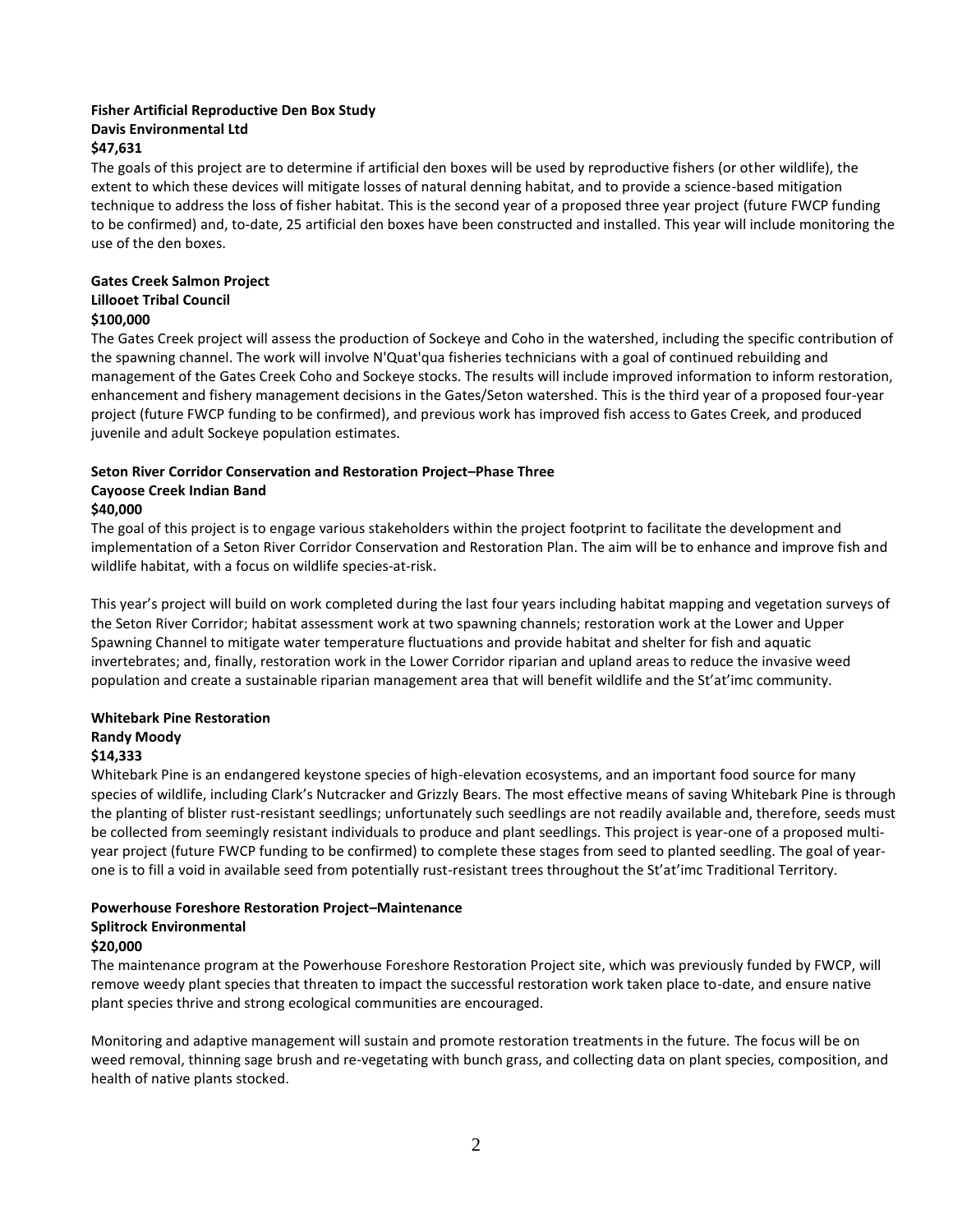**Fisher Artificial Reproductive Den Box Study**
**Davis Environmental Ltd**
**$47,631**

The goals of this project are to determine if artificial den boxes will be used by reproductive fishers (or other wildlife), the extent to which these devices will mitigate losses of natural denning habitat, and to provide a science-based mitigation technique to address the loss of fisher habitat. This is the second year of a proposed three year project (future FWCP funding to be confirmed) and, to-date, 25 artificial den boxes have been constructed and installed. This year will include monitoring the use of the den boxes.

**Gates Creek Salmon Project**
**Lillooet Tribal Council**
**$100,000**

The Gates Creek project will assess the production of Sockeye and Coho in the watershed, including the specific contribution of the spawning channel. The work will involve N'Quat'qua fisheries technicians with a goal of continued rebuilding and management of the Gates Creek Coho and Sockeye stocks. The results will include improved information to inform restoration, enhancement and fishery management decisions in the Gates/Seton watershed. This is the third year of a proposed four-year project (future FWCP funding to be confirmed), and previous work has improved fish access to Gates Creek, and produced juvenile and adult Sockeye population estimates.

**Seton River Corridor Conservation and Restoration Project–Phase Three**
**Cayoose Creek Indian Band**
**$40,000**

The goal of this project is to engage various stakeholders within the project footprint to facilitate the development and implementation of a Seton River Corridor Conservation and Restoration Plan. The aim will be to enhance and improve fish and wildlife habitat, with a focus on wildlife species-at-risk.

This year's project will build on work completed during the last four years including habitat mapping and vegetation surveys of the Seton River Corridor; habitat assessment work at two spawning channels; restoration work at the Lower and Upper Spawning Channel to mitigate water temperature fluctuations and provide habitat and shelter for fish and aquatic invertebrates; and, finally, restoration work in the Lower Corridor riparian and upland areas to reduce the invasive weed population and create a sustainable riparian management area that will benefit wildlife and the St'at'imc community.

**Whitebark Pine Restoration**
**Randy Moody**
**$14,333**

Whitebark Pine is an endangered keystone species of high-elevation ecosystems, and an important food source for many species of wildlife, including Clark's Nutcracker and Grizzly Bears. The most effective means of saving Whitebark Pine is through the planting of blister rust-resistant seedlings; unfortunately such seedlings are not readily available and, therefore, seeds must be collected from seemingly resistant individuals to produce and plant seedlings. This project is year-one of a proposed multi-year project (future FWCP funding to be confirmed) to complete these stages from seed to planted seedling. The goal of year-one is to fill a void in available seed from potentially rust-resistant trees throughout the St'at'imc Traditional Territory.

**Powerhouse Foreshore Restoration Project–Maintenance**
**Splitrock Environmental**
**$20,000**

The maintenance program at the Powerhouse Foreshore Restoration Project site, which was previously funded by FWCP, will remove weedy plant species that threaten to impact the successful restoration work taken place to-date, and ensure native plant species thrive and strong ecological communities are encouraged.

Monitoring and adaptive management will sustain and promote restoration treatments in the future. The focus will be on weed removal, thinning sage brush and re-vegetating with bunch grass, and collecting data on plant species, composition, and health of native plants stocked.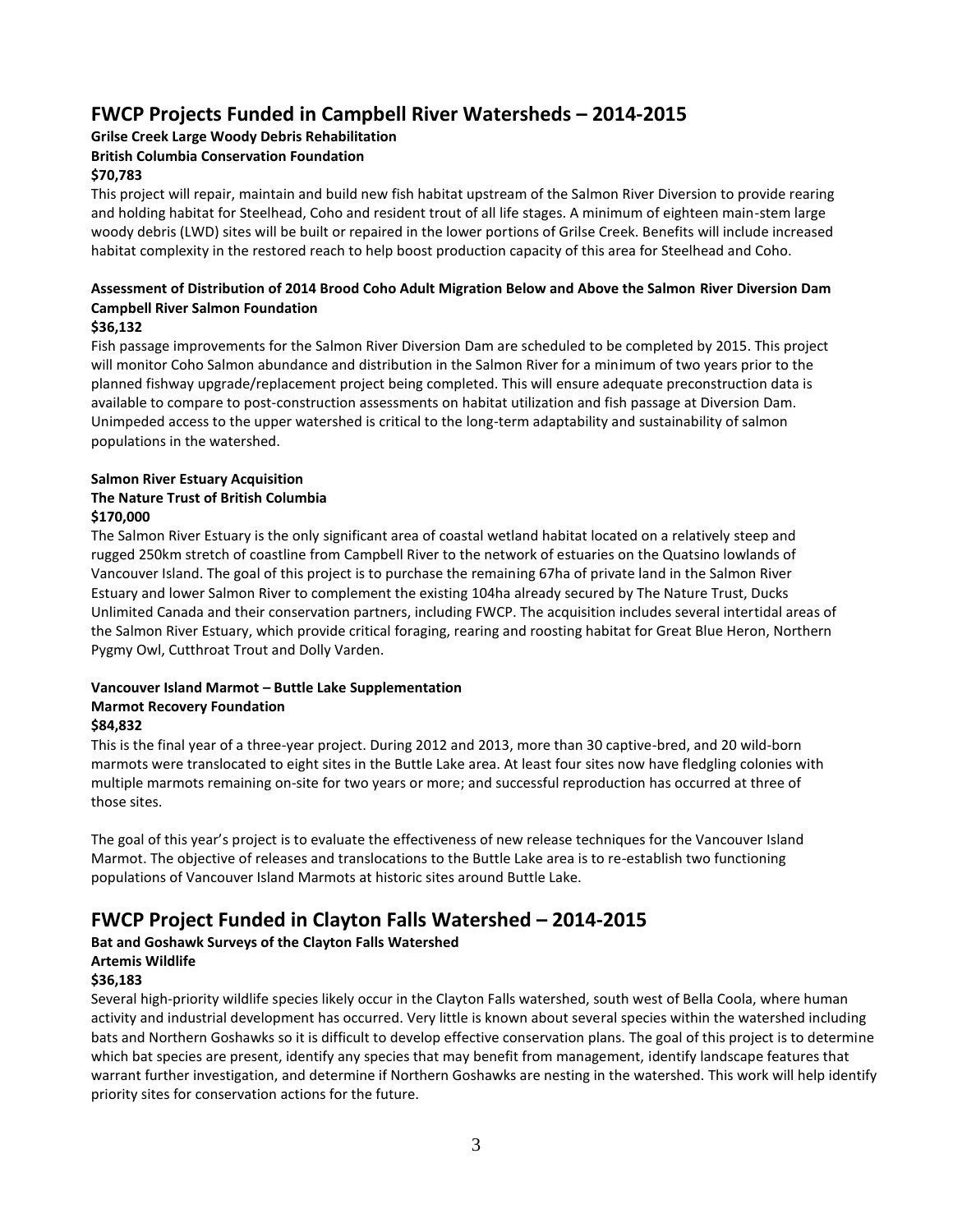## FWCP Projects Funded in Campbell River Watersheds – 2014-2015

**Grilse Creek Large Woody Debris Rehabilitation**
**British Columbia Conservation Foundation**
**$70,783**

This project will repair, maintain and build new fish habitat upstream of the Salmon River Diversion to provide rearing and holding habitat for Steelhead, Coho and resident trout of all life stages. A minimum of eighteen main-stem large woody debris (LWD) sites will be built or repaired in the lower portions of Grilse Creek. Benefits will include increased habitat complexity in the restored reach to help boost production capacity of this area for Steelhead and Coho.

**Assessment of Distribution of 2014 Brood Coho Adult Migration Below and Above the Salmon River Diversion Dam**
**Campbell River Salmon Foundation**
**$36,132**

Fish passage improvements for the Salmon River Diversion Dam are scheduled to be completed by 2015. This project will monitor Coho Salmon abundance and distribution in the Salmon River for a minimum of two years prior to the planned fishway upgrade/replacement project being completed. This will ensure adequate preconstruction data is available to compare to post-construction assessments on habitat utilization and fish passage at Diversion Dam. Unimpeded access to the upper watershed is critical to the long-term adaptability and sustainability of salmon populations in the watershed.

**Salmon River Estuary Acquisition**
**The Nature Trust of British Columbia**
**$170,000**

The Salmon River Estuary is the only significant area of coastal wetland habitat located on a relatively steep and rugged 250km stretch of coastline from Campbell River to the network of estuaries on the Quatsino lowlands of Vancouver Island. The goal of this project is to purchase the remaining 67ha of private land in the Salmon River Estuary and lower Salmon River to complement the existing 104ha already secured by The Nature Trust, Ducks Unlimited Canada and their conservation partners, including FWCP. The acquisition includes several intertidal areas of the Salmon River Estuary, which provide critical foraging, rearing and roosting habitat for Great Blue Heron, Northern Pygmy Owl, Cutthroat Trout and Dolly Varden.

**Vancouver Island Marmot – Buttle Lake Supplementation**
**Marmot Recovery Foundation**
**$84,832**

This is the final year of a three-year project. During 2012 and 2013, more than 30 captive-bred, and 20 wild-born marmots were translocated to eight sites in the Buttle Lake area. At least four sites now have fledgling colonies with multiple marmots remaining on-site for two years or more; and successful reproduction has occurred at three of those sites.

The goal of this year's project is to evaluate the effectiveness of new release techniques for the Vancouver Island Marmot. The objective of releases and translocations to the Buttle Lake area is to re-establish two functioning populations of Vancouver Island Marmots at historic sites around Buttle Lake.

## FWCP Project Funded in Clayton Falls Watershed – 2014-2015

**Bat and Goshawk Surveys of the Clayton Falls Watershed**
**Artemis Wildlife**
**$36,183**

Several high-priority wildlife species likely occur in the Clayton Falls watershed, south west of Bella Coola, where human activity and industrial development has occurred. Very little is known about several species within the watershed including bats and Northern Goshawks so it is difficult to develop effective conservation plans. The goal of this project is to determine which bat species are present, identify any species that may benefit from management, identify landscape features that warrant further investigation, and determine if Northern Goshawks are nesting in the watershed. This work will help identify priority sites for conservation actions for the future.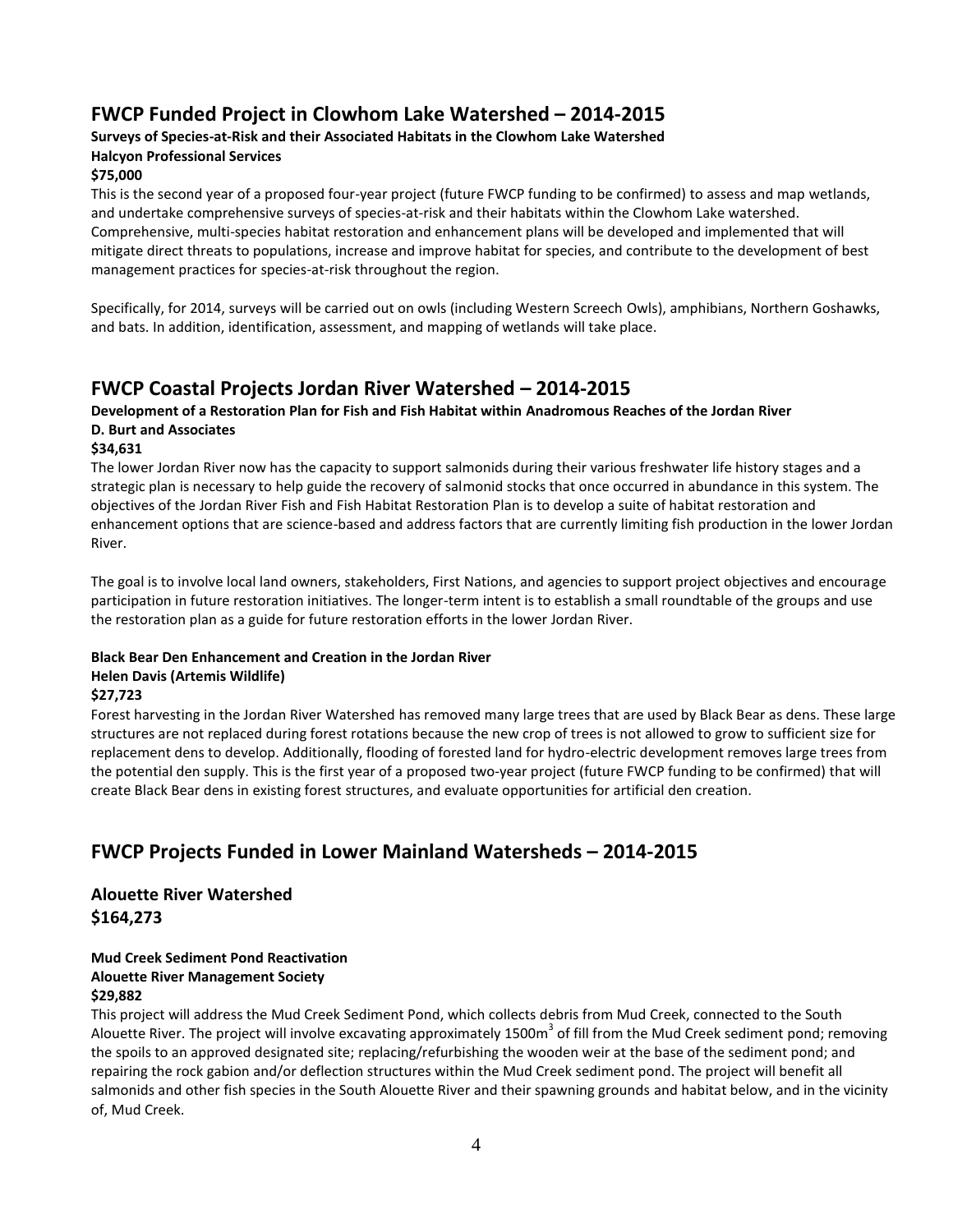## FWCP Funded Project in Clowhom Lake Watershed – 2014-2015

**Surveys of Species-at-Risk and their Associated Habitats in the Clowhom Lake Watershed**
**Halcyon Professional Services**
**$75,000**

This is the second year of a proposed four-year project (future FWCP funding to be confirmed) to assess and map wetlands, and undertake comprehensive surveys of species-at-risk and their habitats within the Clowhom Lake watershed. Comprehensive, multi-species habitat restoration and enhancement plans will be developed and implemented that will mitigate direct threats to populations, increase and improve habitat for species, and contribute to the development of best management practices for species-at-risk throughout the region.

Specifically, for 2014, surveys will be carried out on owls (including Western Screech Owls), amphibians, Northern Goshawks, and bats. In addition, identification, assessment, and mapping of wetlands will take place.

## FWCP Coastal Projects Jordan River Watershed – 2014-2015

**Development of a Restoration Plan for Fish and Fish Habitat within Anadromous Reaches of the Jordan River**
**D. Burt and Associates**
**$34,631**

The lower Jordan River now has the capacity to support salmonids during their various freshwater life history stages and a strategic plan is necessary to help guide the recovery of salmonid stocks that once occurred in abundance in this system. The objectives of the Jordan River Fish and Fish Habitat Restoration Plan is to develop a suite of habitat restoration and enhancement options that are science-based and address factors that are currently limiting fish production in the lower Jordan River.

The goal is to involve local land owners, stakeholders, First Nations, and agencies to support project objectives and encourage participation in future restoration initiatives. The longer-term intent is to establish a small roundtable of the groups and use the restoration plan as a guide for future restoration efforts in the lower Jordan River.

**Black Bear Den Enhancement and Creation in the Jordan River**
**Helen Davis (Artemis Wildlife)**
**$27,723**

Forest harvesting in the Jordan River Watershed has removed many large trees that are used by Black Bear as dens. These large structures are not replaced during forest rotations because the new crop of trees is not allowed to grow to sufficient size for replacement dens to develop. Additionally, flooding of forested land for hydro-electric development removes large trees from the potential den supply. This is the first year of a proposed two-year project (future FWCP funding to be confirmed) that will create Black Bear dens in existing forest structures, and evaluate opportunities for artificial den creation.

## FWCP Projects Funded in Lower Mainland Watersheds – 2014-2015

### Alouette River Watershed
### $164,273

**Mud Creek Sediment Pond Reactivation**
**Alouette River Management Society**
**$29,882**

This project will address the Mud Creek Sediment Pond, which collects debris from Mud Creek, connected to the South Alouette River. The project will involve excavating approximately 1500m$^3$ of fill from the Mud Creek sediment pond; removing the spoils to an approved designated site; replacing/refurbishing the wooden weir at the base of the sediment pond; and repairing the rock gabion and/or deflection structures within the Mud Creek sediment pond. The project will benefit all salmonids and other fish species in the South Alouette River and their spawning grounds and habitat below, and in the vicinity of, Mud Creek.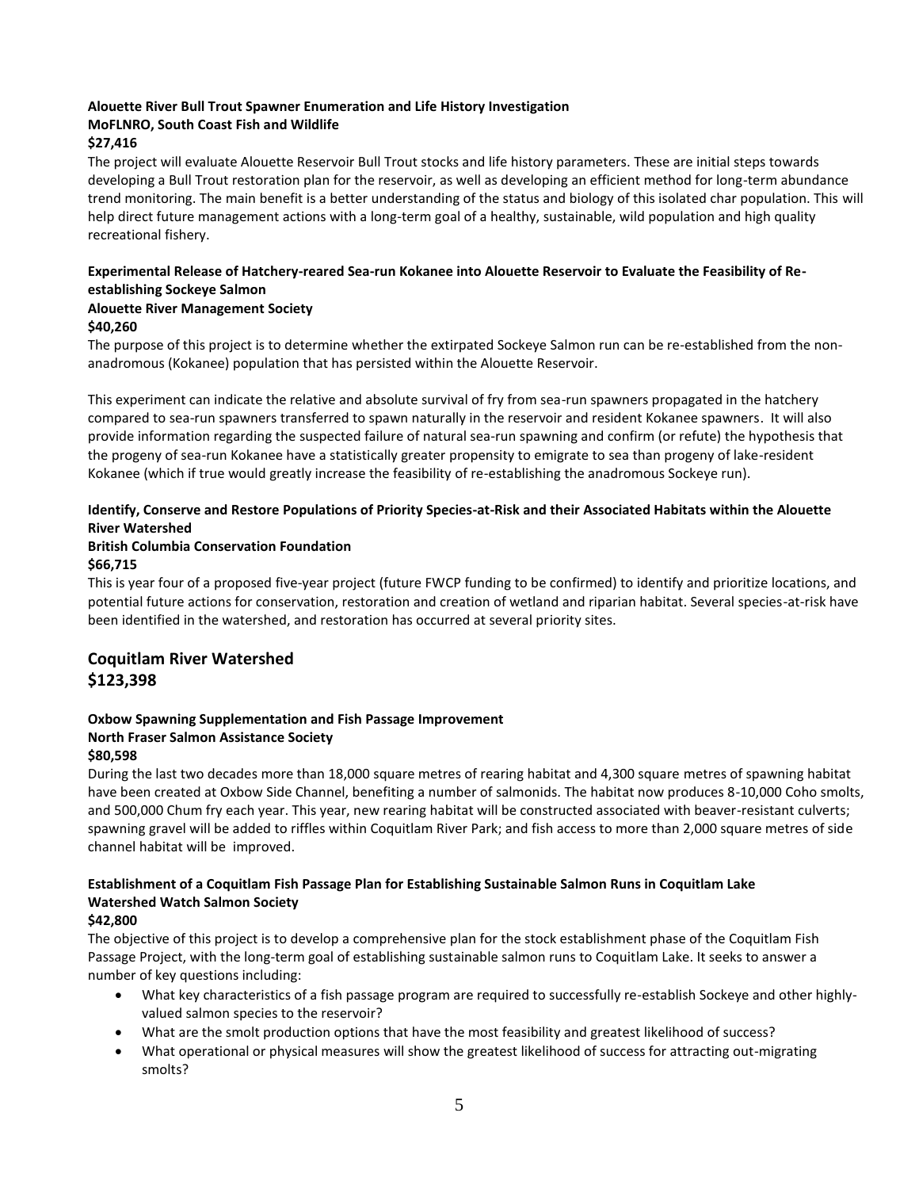**Alouette River Bull Trout Spawner Enumeration and Life History Investigation**
**MoFLNRO, South Coast Fish and Wildlife**
**$27,416**

The project will evaluate Alouette Reservoir Bull Trout stocks and life history parameters. These are initial steps towards developing a Bull Trout restoration plan for the reservoir, as well as developing an efficient method for long-term abundance trend monitoring. The main benefit is a better understanding of the status and biology of this isolated char population. This will help direct future management actions with a long-term goal of a healthy, sustainable, wild population and high quality recreational fishery.

**Experimental Release of Hatchery-reared Sea-run Kokanee into Alouette Reservoir to Evaluate the Feasibility of Re-establishing Sockeye Salmon**
**Alouette River Management Society**
**$40,260**

The purpose of this project is to determine whether the extirpated Sockeye Salmon run can be re-established from the non-anadromous (Kokanee) population that has persisted within the Alouette Reservoir.

This experiment can indicate the relative and absolute survival of fry from sea-run spawners propagated in the hatchery compared to sea-run spawners transferred to spawn naturally in the reservoir and resident Kokanee spawners. It will also provide information regarding the suspected failure of natural sea-run spawning and confirm (or refute) the hypothesis that the progeny of sea-run Kokanee have a statistically greater propensity to emigrate to sea than progeny of lake-resident Kokanee (which if true would greatly increase the feasibility of re-establishing the anadromous Sockeye run).

**Identify, Conserve and Restore Populations of Priority Species-at-Risk and their Associated Habitats within the Alouette River Watershed**
**British Columbia Conservation Foundation**
**$66,715**

This is year four of a proposed five-year project (future FWCP funding to be confirmed) to identify and prioritize locations, and potential future actions for conservation, restoration and creation of wetland and riparian habitat. Several species-at-risk have been identified in the watershed, and restoration has occurred at several priority sites.

## Coquitlam River Watershed
## $123,398

**Oxbow Spawning Supplementation and Fish Passage Improvement**
**North Fraser Salmon Assistance Society**
**$80,598**

During the last two decades more than 18,000 square metres of rearing habitat and 4,300 square metres of spawning habitat have been created at Oxbow Side Channel, benefiting a number of salmonids. The habitat now produces 8-10,000 Coho smolts, and 500,000 Chum fry each year. This year, new rearing habitat will be constructed associated with beaver-resistant culverts; spawning gravel will be added to riffles within Coquitlam River Park; and fish access to more than 2,000 square metres of side channel habitat will be improved.

**Establishment of a Coquitlam Fish Passage Plan for Establishing Sustainable Salmon Runs in Coquitlam Lake**
**Watershed Watch Salmon Society**
**$42,800**

The objective of this project is to develop a comprehensive plan for the stock establishment phase of the Coquitlam Fish Passage Project, with the long-term goal of establishing sustainable salmon runs to Coquitlam Lake. It seeks to answer a number of key questions including:

- What key characteristics of a fish passage program are required to successfully re-establish Sockeye and other highly-valued salmon species to the reservoir?
- What are the smolt production options that have the most feasibility and greatest likelihood of success?
- What operational or physical measures will show the greatest likelihood of success for attracting out-migrating smolts?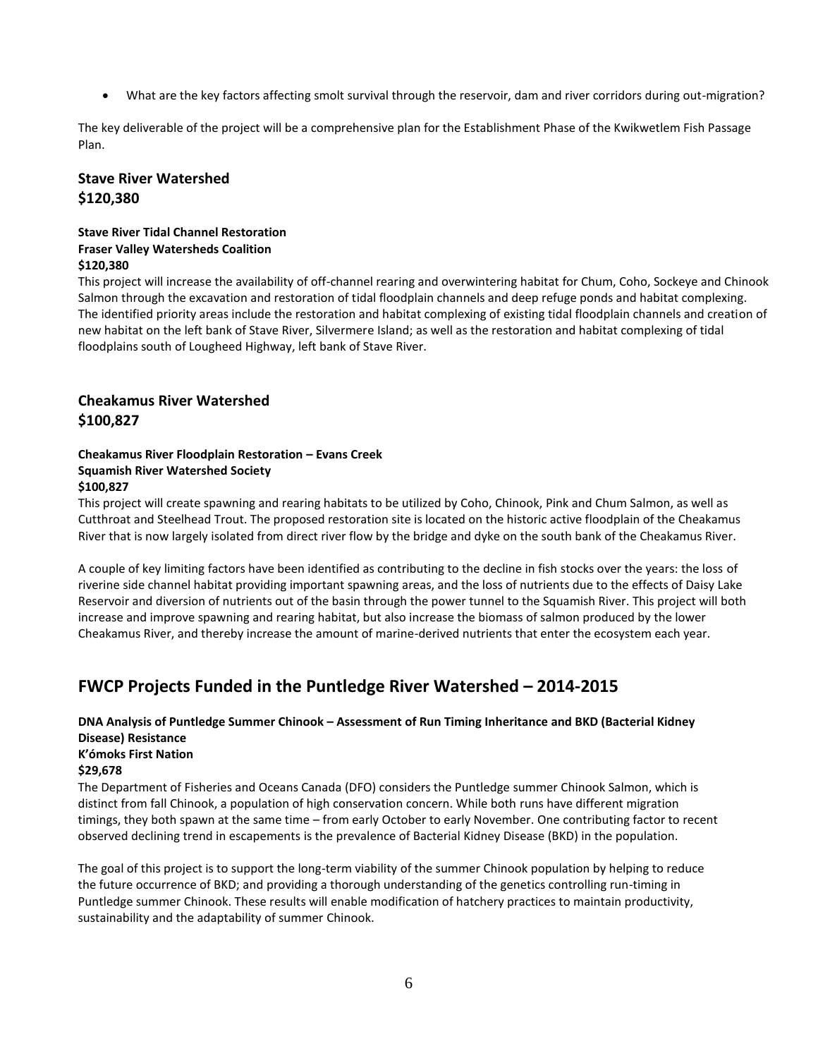- What are the key factors affecting smolt survival through the reservoir, dam and river corridors during out-migration?

The key deliverable of the project will be a comprehensive plan for the Establishment Phase of the Kwikwetlem Fish Passage Plan.

### Stave River Watershed
### $120,380

**Stave River Tidal Channel Restoration**
**Fraser Valley Watersheds Coalition**
**$120,380**

This project will increase the availability of off-channel rearing and overwintering habitat for Chum, Coho, Sockeye and Chinook Salmon through the excavation and restoration of tidal floodplain channels and deep refuge ponds and habitat complexing. The identified priority areas include the restoration and habitat complexing of existing tidal floodplain channels and creation of new habitat on the left bank of Stave River, Silvermere Island; as well as the restoration and habitat complexing of tidal floodplains south of Lougheed Highway, left bank of Stave River.

### Cheakamus River Watershed
### $100,827

**Cheakamus River Floodplain Restoration – Evans Creek**
**Squamish River Watershed Society**
**$100,827**

This project will create spawning and rearing habitats to be utilized by Coho, Chinook, Pink and Chum Salmon, as well as Cutthroat and Steelhead Trout. The proposed restoration site is located on the historic active floodplain of the Cheakamus River that is now largely isolated from direct river flow by the bridge and dyke on the south bank of the Cheakamus River.

A couple of key limiting factors have been identified as contributing to the decline in fish stocks over the years: the loss of riverine side channel habitat providing important spawning areas, and the loss of nutrients due to the effects of Daisy Lake Reservoir and diversion of nutrients out of the basin through the power tunnel to the Squamish River. This project will both increase and improve spawning and rearing habitat, but also increase the biomass of salmon produced by the lower Cheakamus River, and thereby increase the amount of marine-derived nutrients that enter the ecosystem each year.

## FWCP Projects Funded in the Puntledge River Watershed – 2014-2015

**DNA Analysis of Puntledge Summer Chinook – Assessment of Run Timing Inheritance and BKD (Bacterial Kidney Disease) Resistance**
**K'ómoks First Nation**
**$29,678**

The Department of Fisheries and Oceans Canada (DFO) considers the Puntledge summer Chinook Salmon, which is distinct from fall Chinook, a population of high conservation concern. While both runs have different migration timings, they both spawn at the same time – from early October to early November. One contributing factor to recent observed declining trend in escapements is the prevalence of Bacterial Kidney Disease (BKD) in the population.

The goal of this project is to support the long-term viability of the summer Chinook population by helping to reduce the future occurrence of BKD; and providing a thorough understanding of the genetics controlling run-timing in Puntledge summer Chinook. These results will enable modification of hatchery practices to maintain productivity, sustainability and the adaptability of summer Chinook.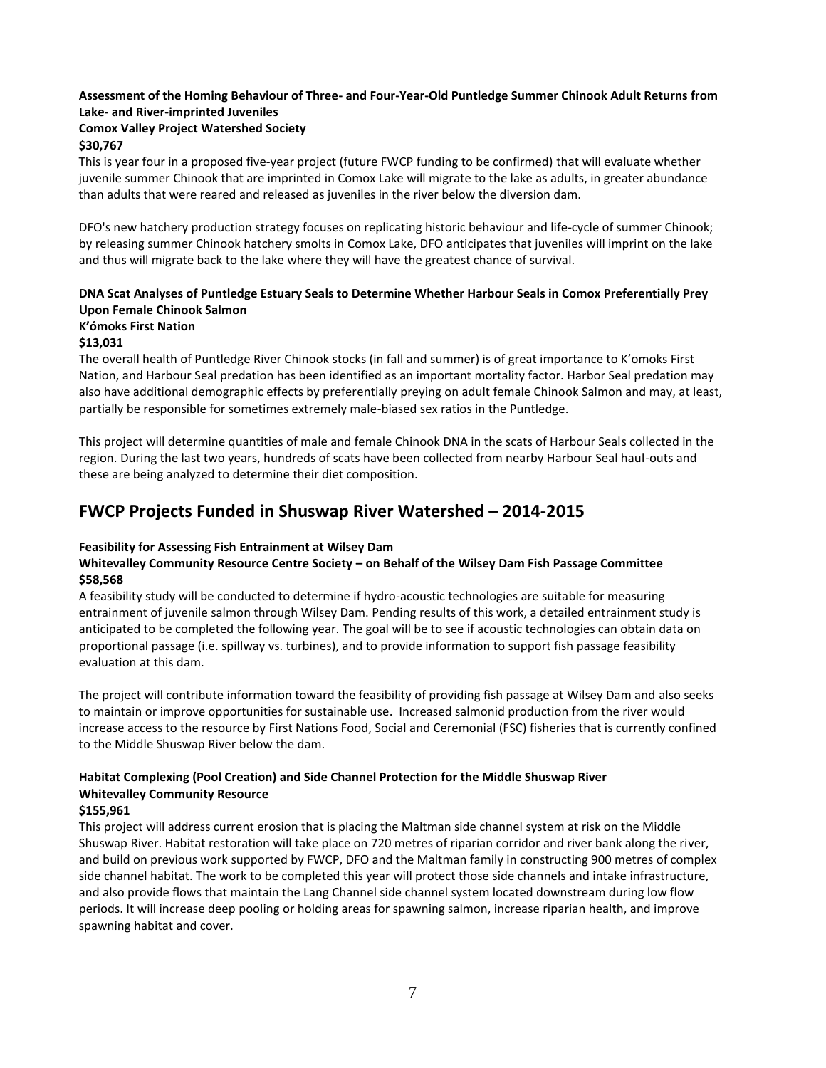**Assessment of the Homing Behaviour of Three- and Four-Year-Old Puntledge Summer Chinook Adult Returns from Lake- and River-imprinted Juveniles**
**Comox Valley Project Watershed Society**
**$30,767**

This is year four in a proposed five-year project (future FWCP funding to be confirmed) that will evaluate whether juvenile summer Chinook that are imprinted in Comox Lake will migrate to the lake as adults, in greater abundance than adults that were reared and released as juveniles in the river below the diversion dam.

DFO's new hatchery production strategy focuses on replicating historic behaviour and life-cycle of summer Chinook; by releasing summer Chinook hatchery smolts in Comox Lake, DFO anticipates that juveniles will imprint on the lake and thus will migrate back to the lake where they will have the greatest chance of survival.

**DNA Scat Analyses of Puntledge Estuary Seals to Determine Whether Harbour Seals in Comox Preferentially Prey Upon Female Chinook Salmon**
**K'ómoks First Nation**
**$13,031**

The overall health of Puntledge River Chinook stocks (in fall and summer) is of great importance to K'omoks First Nation, and Harbour Seal predation has been identified as an important mortality factor. Harbor Seal predation may also have additional demographic effects by preferentially preying on adult female Chinook Salmon and may, at least, partially be responsible for sometimes extremely male-biased sex ratios in the Puntledge.

This project will determine quantities of male and female Chinook DNA in the scats of Harbour Seals collected in the region. During the last two years, hundreds of scats have been collected from nearby Harbour Seal haul-outs and these are being analyzed to determine their diet composition.

## FWCP Projects Funded in Shuswap River Watershed – 2014-2015

**Feasibility for Assessing Fish Entrainment at Wilsey Dam**
**Whitevalley Community Resource Centre Society – on Behalf of the Wilsey Dam Fish Passage Committee**
**$58,568**

A feasibility study will be conducted to determine if hydro-acoustic technologies are suitable for measuring entrainment of juvenile salmon through Wilsey Dam. Pending results of this work, a detailed entrainment study is anticipated to be completed the following year. The goal will be to see if acoustic technologies can obtain data on proportional passage (i.e. spillway vs. turbines), and to provide information to support fish passage feasibility evaluation at this dam.

The project will contribute information toward the feasibility of providing fish passage at Wilsey Dam and also seeks to maintain or improve opportunities for sustainable use. Increased salmonid production from the river would increase access to the resource by First Nations Food, Social and Ceremonial (FSC) fisheries that is currently confined to the Middle Shuswap River below the dam.

**Habitat Complexing (Pool Creation) and Side Channel Protection for the Middle Shuswap River**
**Whitevalley Community Resource**
**$155,961**

This project will address current erosion that is placing the Maltman side channel system at risk on the Middle Shuswap River. Habitat restoration will take place on 720 metres of riparian corridor and river bank along the river, and build on previous work supported by FWCP, DFO and the Maltman family in constructing 900 metres of complex side channel habitat. The work to be completed this year will protect those side channels and intake infrastructure, and also provide flows that maintain the Lang Channel side channel system located downstream during low flow periods. It will increase deep pooling or holding areas for spawning salmon, increase riparian health, and improve spawning habitat and cover.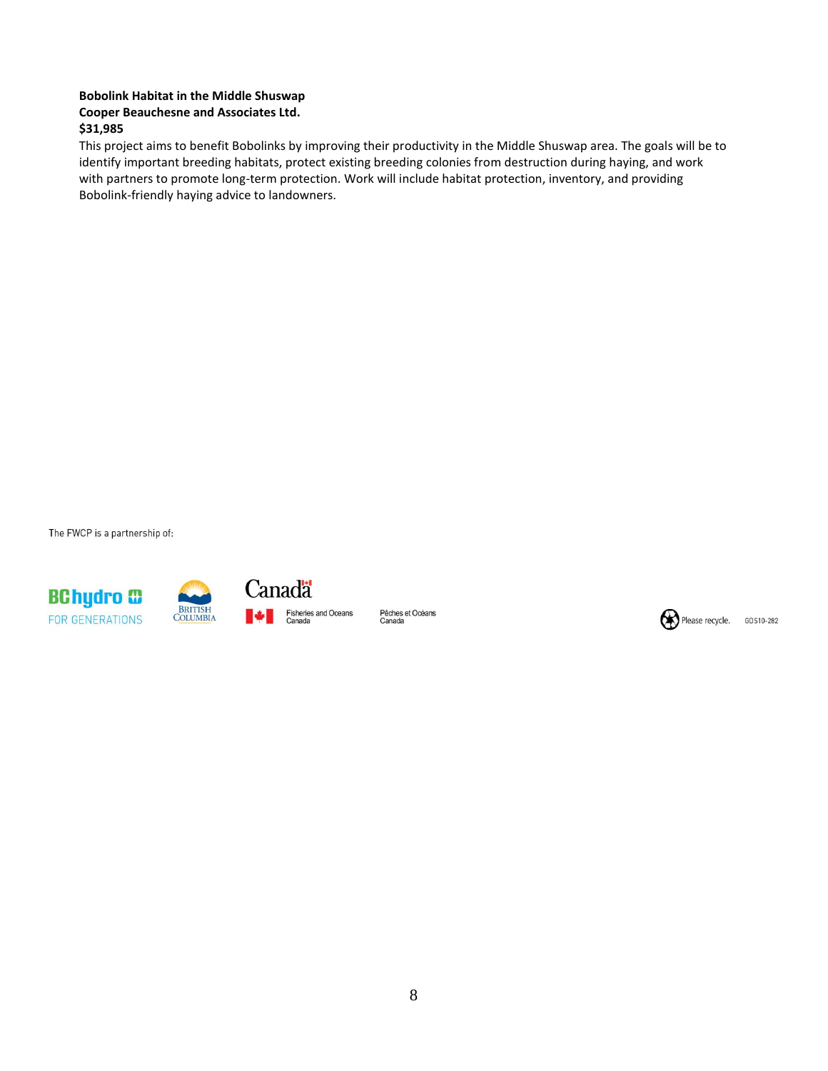**Bobolink Habitat in the Middle Shuswap**
**Cooper Beauchesne and Associates Ltd.**
**$31,985**

This project aims to benefit Bobolinks by improving their productivity in the Middle Shuswap area. The goals will be to identify important breeding habitats, protect existing breeding colonies from destruction during haying, and work with partners to promote long-term protection. Work will include habitat protection, inventory, and providing Bobolink-friendly haying advice to landowners.

The FWCP is a partnership of:

BC hydro FOR GENERATIONS

BRITISH COLUMBIA

Canada

Fisheries and Oceans Canada

Pêches et Océans Canada

Please recycle. GDS10-282